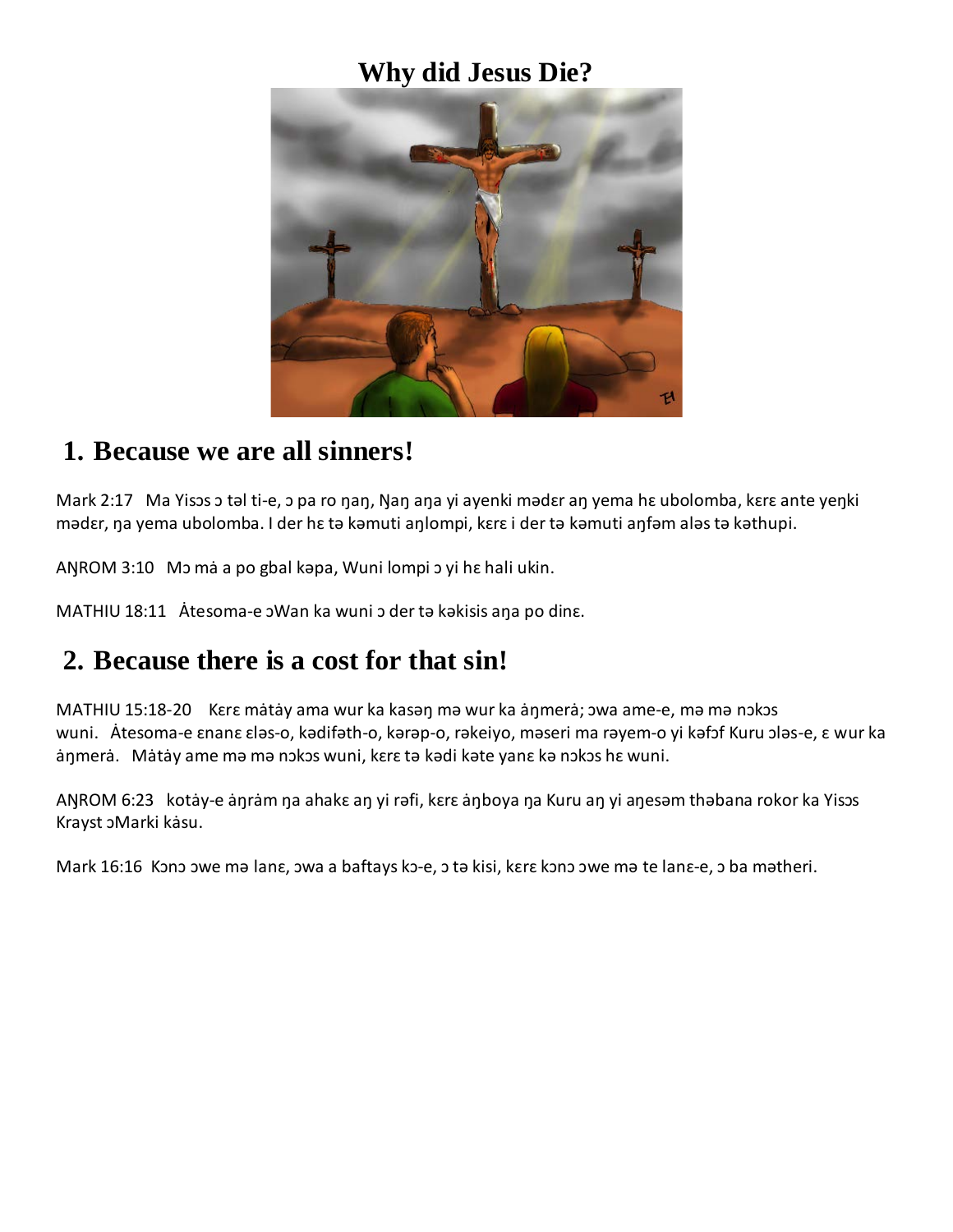# Why did Jesus Die?

## 1. Because we are all sinners!

Mark 2:17   Ma Yisɔs ɔ təl ti-e, ɔ pa ro ŋaŋ, Ŋaŋ aŋa yi ayenki mədɛr aŋ yema hɛ ubolomba, kɛrɛ ante yeŋki mədɛr, ŋa yema ubolomba. I der hɛ tə kəmuti aŋlompi, kɛrɛ i der tə kəmuti aŋfəm aləs tə kəthupi.

AŊROM 3:10   Mɔ mȧ a po gbal kəpa, Wuni lompi ɔ yi hɛ hali ukin.

MATHIU 18:11   Ȧtesoma-e ɔWan ka wuni ɔ der tə kəkisis aŋa po dinɛ.

## 2. Because there is a cost for that sin!

MATHIU 15:18-20   Kɛrɛ mȧtȧy ama wur ka kasəŋ mə wur ka ȧŋmerȧ; ɔwa ame-e, mə mə nɔkɔs wuni.   Ȧtesoma-e ɛnanɛ ɛləs-o, kədifəth-o, kərəp-o, rəkeiyo, məseri ma rəyem-o yi kəfɔf Kuru ɔləs-e, ɛ wur ka ȧŋmerȧ.   Mȧtȧy ame mə mə nɔkɔs wuni, kɛrɛ tə kədi kəte yanɛ kə nɔkɔs hɛ wuni.

AŊROM 6:23   kotȧy-e ȧŋrȧm ŋa ahakɛ aŋ yi rəfi, kɛrɛ ȧŋboya ŋa Kuru aŋ yi aŋesəm thəbana rokor ka Yisɔs Krayst ɔMarki kȧsu.

Mark 16:16   Kɔnɔ ɔwe mə lanɛ, ɔwa a baftays kɔ-e, ɔ tə kisi, kɛrɛ kɔnɔ ɔwe mə te lanɛ-e, ɔ ba mətheri.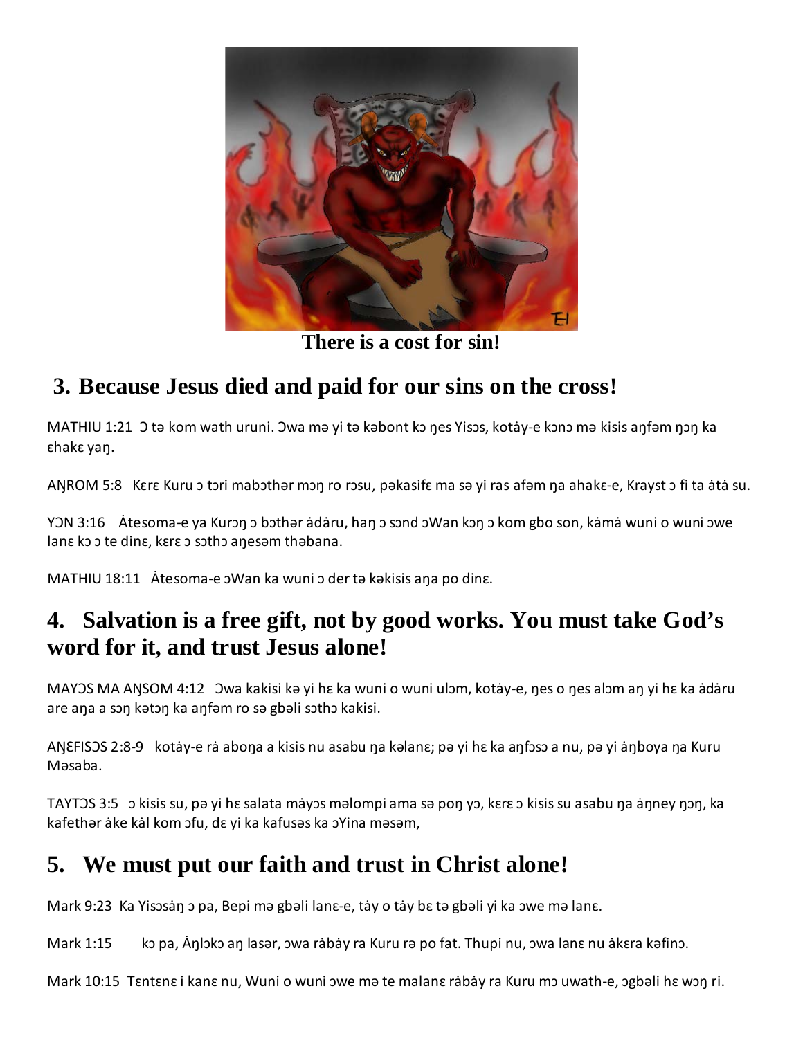**There is a cost for sin!**

## 3. Because Jesus died and paid for our sins on the cross!

MATHIU 1:21 Ɔ tə kom wath uruni. Ɔwa mə yi tə kəbont kɔ ŋes Yisɔs, kotȧy-e kɔnɔ mə kisis aŋfəm ŋɔŋ ka ɛhakɛ yaŋ.

AŊROM 5:8 Kɛrɛ Kuru ɔ tɔri mabɔthər mɔŋ ro rɔsu, pəkasifɛ ma sə yi ras afəm ŋa ahakɛ-e, Krayst ɔ fi ta ȧtȧ su.

YƆN 3:16 Ȧtesoma-e ya Kurɔŋ ɔ bɔthər ȧdȧru, haŋ ɔ sɔnd ɔWan kɔŋ ɔ kom gbo son, kȧmȧ wuni o wuni ɔwe lanɛ kɔ ɔ te dinɛ, kɛrɛ ɔ sɔthɔ aŋesəm thəbana.

MATHIU 18:11 Ȧtesoma-e ɔWan ka wuni ɔ der tə kəkisis aŋa po dinɛ.

## 4. Salvation is a free gift, not by good works. You must take God's word for it, and trust Jesus alone!

MAYƆS MA AŊSOM 4:12 Ɔwa kakisi kə yi hɛ ka wuni o wuni ulɔm, kotȧy-e, ŋes o ŋes alɔm aŋ yi hɛ ka ȧdȧru are aŋa a sɔŋ kətɔŋ ka aŋfəm ro sə gbəli sɔthɔ kakisi.

AŊƐFISƆS 2:8-9 kotȧy-e rȧ aboŋa a kisis nu asabu ŋa kəlanɛ; pə yi hɛ ka aŋfɔsɔ a nu, pə yi ȧŋboya ŋa Kuru Məsaba.

TAYTƆS 3:5 ɔ kisis su, pə yi hɛ salata mȧyɔs məlompi ama sə poŋ yɔ, kɛrɛ ɔ kisis su asabu ŋa ȧŋney ŋɔŋ, ka kafethər ȧke kȧl kom ɔfu, dɛ yi ka kafusəs ka ɔYina məsəm,

## 5. We must put our faith and trust in Christ alone!

Mark 9:23 Ka Yisɔsȧŋ ɔ pa, Bepi mə gbəli lanɛ-e, tȧy o tȧy bɛ tə gbəli yi ka ɔwe mə lanɛ.

Mark 1:15 kɔ pa, Ȧŋlɔkɔ aŋ lasər, ɔwa rȧbȧy ra Kuru rə po fat. Thupi nu, ɔwa lanɛ nu ȧkɛra kəfinɔ.

Mark 10:15 Tɛntɛnɛ i kanɛ nu, Wuni o wuni ɔwe mə te malanɛ rȧbȧy ra Kuru mɔ uwath-e, ɔgbəli hɛ wɔŋ ri.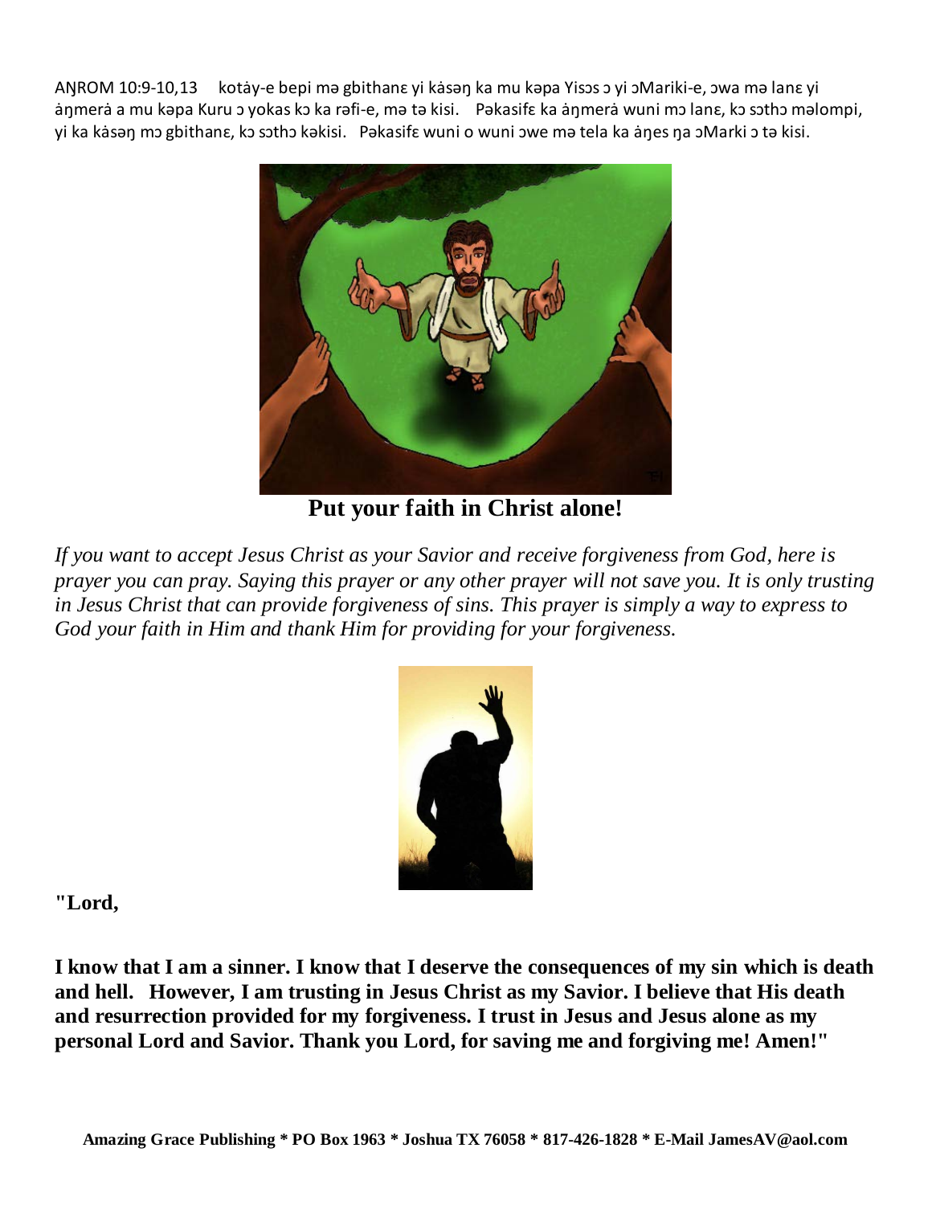AŊROM 10:9-10,13 kotȧy-e bepi mə gbithanɛ yi kȧsəŋ ka mu kəpa Yisɔs ɔ yi ɔMariki-e, ɔwa mə lanɛ yi ȧŋmerȧ a mu kəpa Kuru ɔ yokas kɔ ka rəfi-e, mə tə kisi. Pəkasifɛ ka ȧŋmerȧ wuni mɔ lanɛ, kɔ sɔthɔ məlompi, yi ka kȧsəŋ mɔ gbithanɛ, kɔ sɔthɔ kəkisi. Pəkasifɛ wuni o wuni ɔwe mə tela ka ȧŋes ŋa ɔMarki ɔ tə kisi.

**Put your faith in Christ alone!**

*If you want to accept Jesus Christ as your Savior and receive forgiveness from God, here is prayer you can pray. Saying this prayer or any other prayer will not save you. It is only trusting in Jesus Christ that can provide forgiveness of sins. This prayer is simply a way to express to God your faith in Him and thank Him for providing for your forgiveness.*

**"Lord,**

**I know that I am a sinner. I know that I deserve the consequences of my sin which is death and hell. However, I am trusting in Jesus Christ as my Savior. I believe that His death and resurrection provided for my forgiveness. I trust in Jesus and Jesus alone as my personal Lord and Savior. Thank you Lord, for saving me and forgiving me! Amen!"**

**Amazing Grace Publishing * PO Box 1963 * Joshua TX 76058 * 817-426-1828 * E-Mail JamesAV@aol.com**